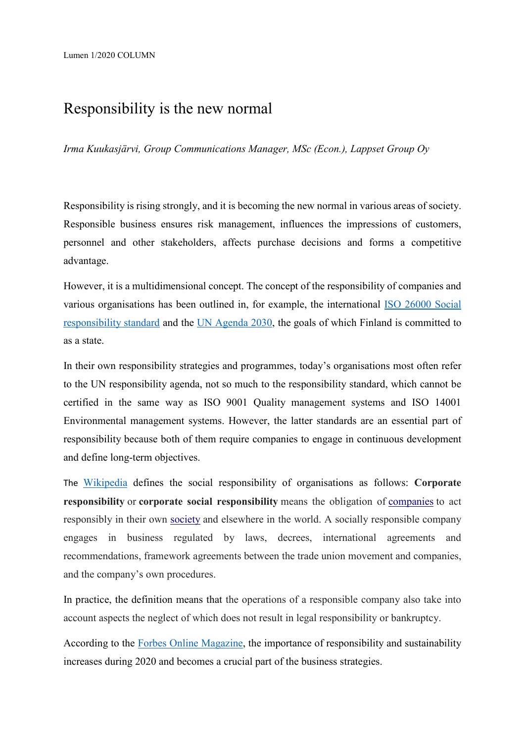Lumen 1/2020 COLUMN

# Responsibility is the new normal

*Irma Kuukasjärvi, Group Communications Manager, MSc (Econ.), Lappset Group Oy*

Responsibility is rising strongly, and it is becoming the new normal in various areas of society. Responsible business ensures risk management, influences the impressions of customers, personnel and other stakeholders, affects purchase decisions and forms a competitive advantage.

However, it is a multidimensional concept. The concept of the responsibility of companies and various organisations has been outlined in, for example, the international ISO 26000 Social responsibility standard and the UN Agenda 2030, the goals of which Finland is committed to as a state.

In their own responsibility strategies and programmes, today's organisations most often refer to the UN responsibility agenda, not so much to the responsibility standard, which cannot be certified in the same way as ISO 9001 Quality management systems and ISO 14001 Environmental management systems. However, the latter standards are an essential part of responsibility because both of them require companies to engage in continuous development and define long-term objectives.

The Wikipedia defines the social responsibility of organisations as follows: **Corporate responsibility** or **corporate social responsibility** means the obligation of companies to act responsibly in their own society and elsewhere in the world. A socially responsible company engages in business regulated by laws, decrees, international agreements and recommendations, framework agreements between the trade union movement and companies, and the company's own procedures.

In practice, the definition means that the operations of a responsible company also take into account aspects the neglect of which does not result in legal responsibility or bankruptcy.

According to the Forbes Online Magazine, the importance of responsibility and sustainability increases during 2020 and becomes a crucial part of the business strategies.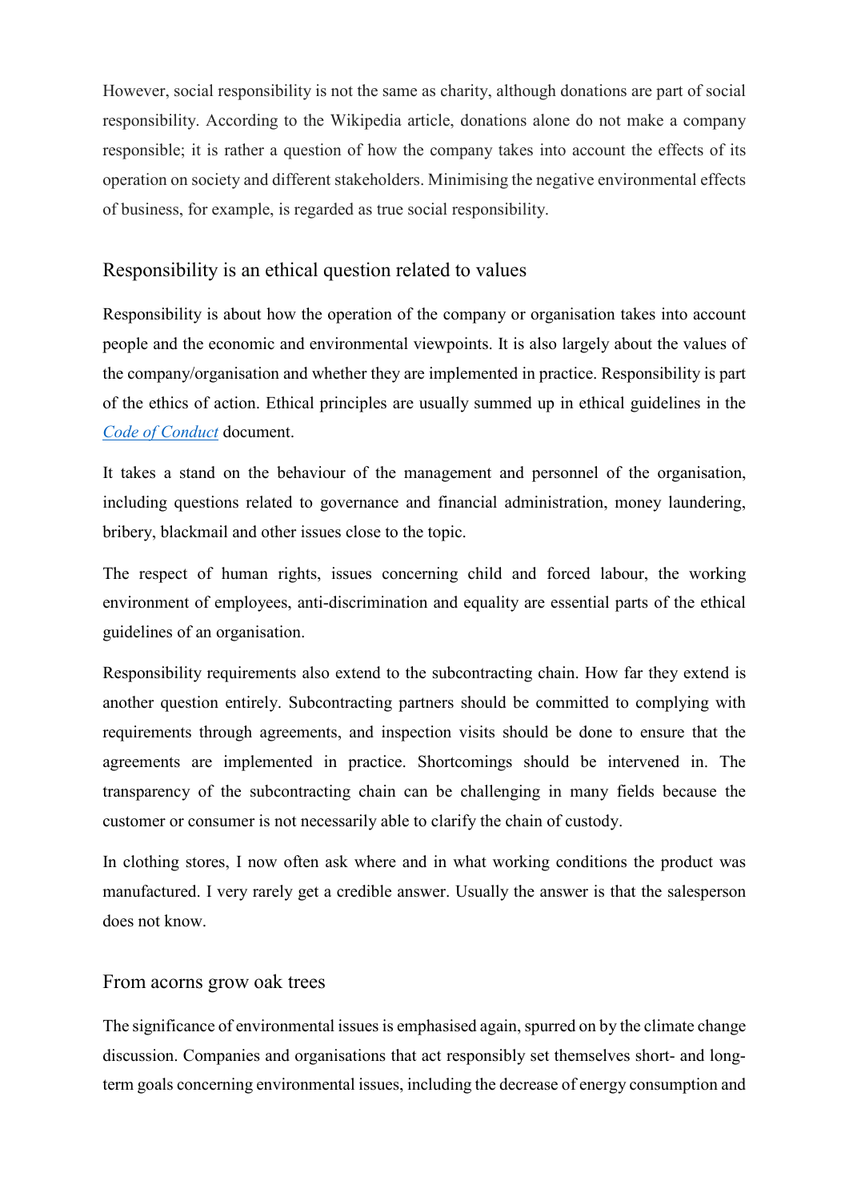However, social responsibility is not the same as charity, although donations are part of social responsibility. According to the Wikipedia article, donations alone do not make a company responsible; it is rather a question of how the company takes into account the effects of its operation on society and different stakeholders. Minimising the negative environmental effects of business, for example, is regarded as true social responsibility.

## Responsibility is an ethical question related to values

Responsibility is about how the operation of the company or organisation takes into account people and the economic and environmental viewpoints. It is also largely about the values of the company/organisation and whether they are implemented in practice. Responsibility is part of the ethics of action. Ethical principles are usually summed up in ethical guidelines in the *Code of Conduct* document.

It takes a stand on the behaviour of the management and personnel of the organisation, including questions related to governance and financial administration, money laundering, bribery, blackmail and other issues close to the topic.

The respect of human rights, issues concerning child and forced labour, the working environment of employees, anti-discrimination and equality are essential parts of the ethical guidelines of an organisation.

Responsibility requirements also extend to the subcontracting chain. How far they extend is another question entirely. Subcontracting partners should be committed to complying with requirements through agreements, and inspection visits should be done to ensure that the agreements are implemented in practice. Shortcomings should be intervened in. The transparency of the subcontracting chain can be challenging in many fields because the customer or consumer is not necessarily able to clarify the chain of custody.

In clothing stores, I now often ask where and in what working conditions the product was manufactured. I very rarely get a credible answer. Usually the answer is that the salesperson does not know.

## From acorns grow oak trees

The significance of environmental issues is emphasised again, spurred on by the climate change discussion. Companies and organisations that act responsibly set themselves short- and long-term goals concerning environmental issues, including the decrease of energy consumption and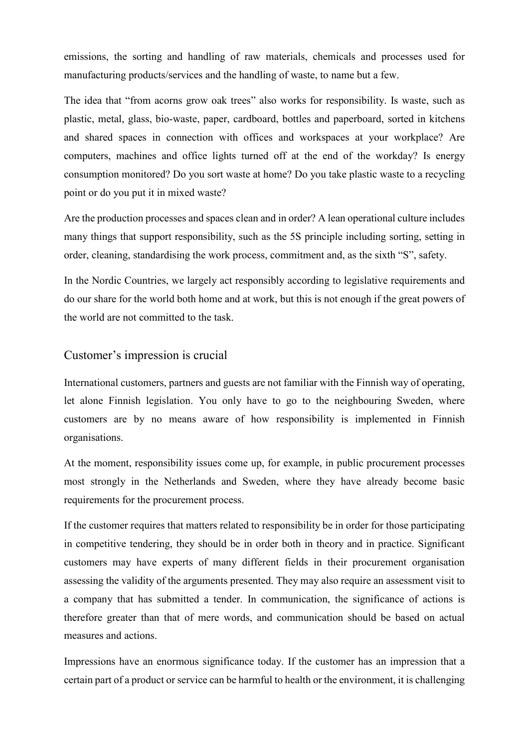emissions, the sorting and handling of raw materials, chemicals and processes used for manufacturing products/services and the handling of waste, to name but a few.

The idea that "from acorns grow oak trees" also works for responsibility. Is waste, such as plastic, metal, glass, bio-waste, paper, cardboard, bottles and paperboard, sorted in kitchens and shared spaces in connection with offices and workspaces at your workplace? Are computers, machines and office lights turned off at the end of the workday? Is energy consumption monitored? Do you sort waste at home? Do you take plastic waste to a recycling point or do you put it in mixed waste?

Are the production processes and spaces clean and in order? A lean operational culture includes many things that support responsibility, such as the 5S principle including sorting, setting in order, cleaning, standardising the work process, commitment and, as the sixth "S", safety.

In the Nordic Countries, we largely act responsibly according to legislative requirements and do our share for the world both home and at work, but this is not enough if the great powers of the world are not committed to the task.

## Customer's impression is crucial

International customers, partners and guests are not familiar with the Finnish way of operating, let alone Finnish legislation. You only have to go to the neighbouring Sweden, where customers are by no means aware of how responsibility is implemented in Finnish organisations.

At the moment, responsibility issues come up, for example, in public procurement processes most strongly in the Netherlands and Sweden, where they have already become basic requirements for the procurement process.

If the customer requires that matters related to responsibility be in order for those participating in competitive tendering, they should be in order both in theory and in practice. Significant customers may have experts of many different fields in their procurement organisation assessing the validity of the arguments presented. They may also require an assessment visit to a company that has submitted a tender. In communication, the significance of actions is therefore greater than that of mere words, and communication should be based on actual measures and actions.

Impressions have an enormous significance today. If the customer has an impression that a certain part of a product or service can be harmful to health or the environment, it is challenging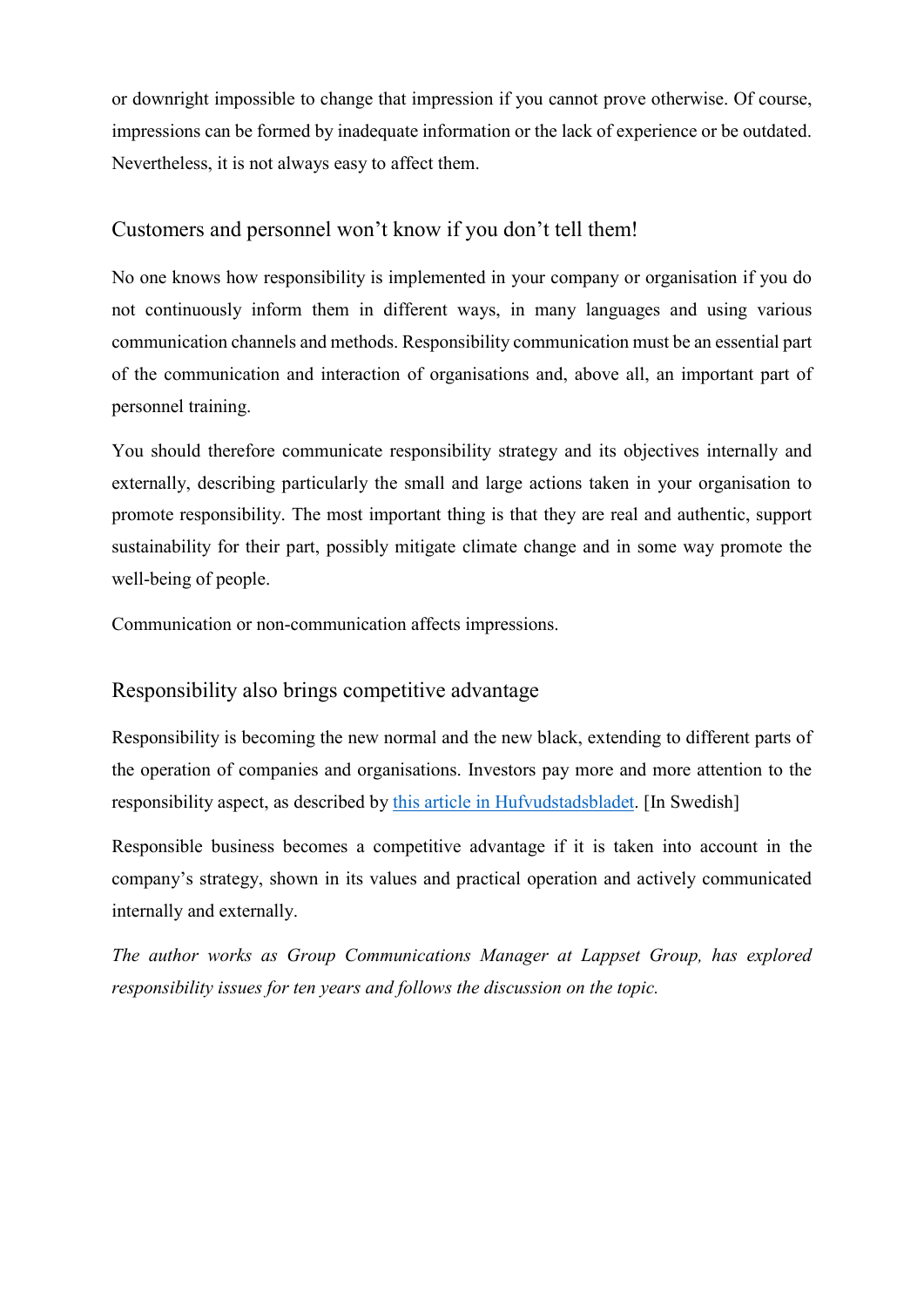or downright impossible to change that impression if you cannot prove otherwise. Of course, impressions can be formed by inadequate information or the lack of experience or be outdated. Nevertheless, it is not always easy to affect them.

## Customers and personnel won't know if you don't tell them!

No one knows how responsibility is implemented in your company or organisation if you do not continuously inform them in different ways, in many languages and using various communication channels and methods. Responsibility communication must be an essential part of the communication and interaction of organisations and, above all, an important part of personnel training.

You should therefore communicate responsibility strategy and its objectives internally and externally, describing particularly the small and large actions taken in your organisation to promote responsibility. The most important thing is that they are real and authentic, support sustainability for their part, possibly mitigate climate change and in some way promote the well-being of people.

Communication or non-communication affects impressions.

## Responsibility also brings competitive advantage

Responsibility is becoming the new normal and the new black, extending to different parts of the operation of companies and organisations. Investors pay more and more attention to the responsibility aspect, as described by this article in Hufvudstadsbladet. [In Swedish]

Responsible business becomes a competitive advantage if it is taken into account in the company's strategy, shown in its values and practical operation and actively communicated internally and externally.

*The author works as Group Communications Manager at Lappset Group, has explored responsibility issues for ten years and follows the discussion on the topic.*